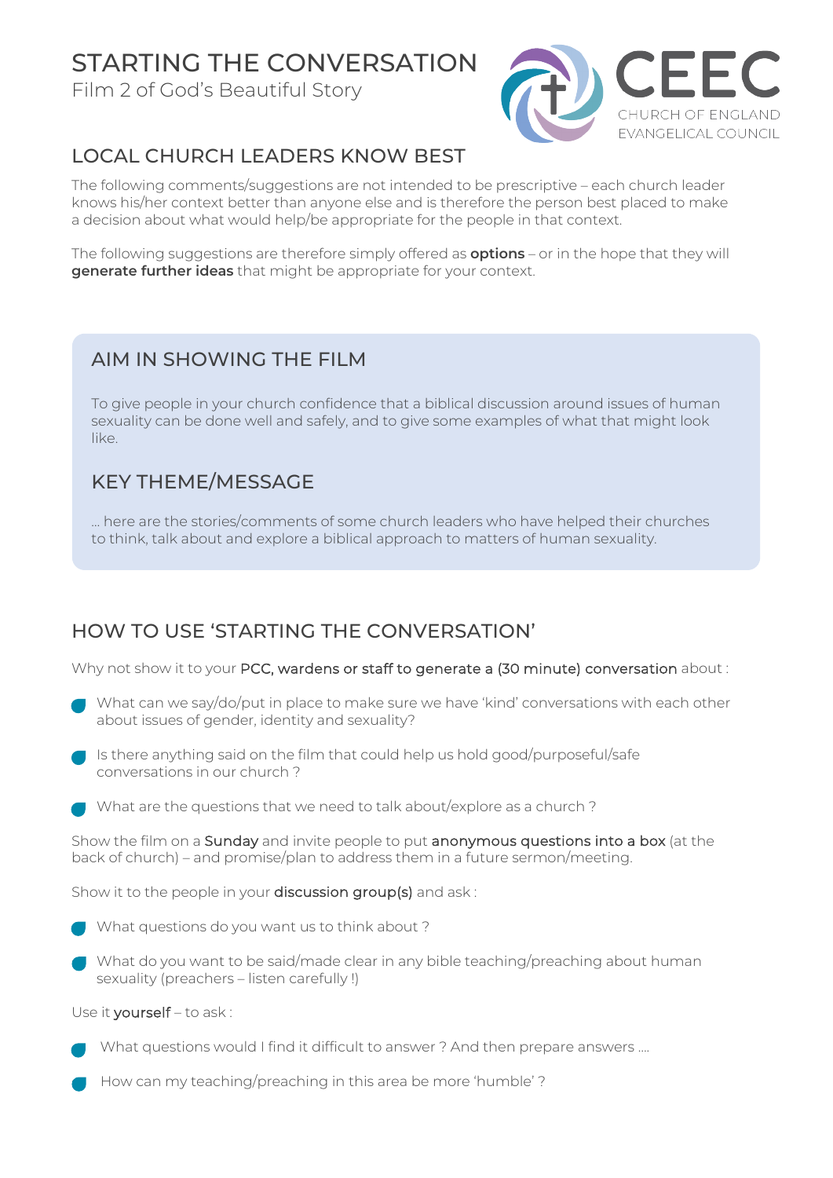# STARTING THE CONVERSATION

Film 2 of God's Beautiful Story

CEEC
CHURCH OF ENGLAND
EVANGELICAL COUNCIL

## LOCAL CHURCH LEADERS KNOW BEST

The following comments/suggestions are not intended to be prescriptive – each church leader knows his/her context better than anyone else and is therefore the person best placed to make a decision about what would help/be appropriate for the people in that context.

The following suggestions are therefore simply offered as **options** – or in the hope that they will **generate further ideas** that might be appropriate for your context.

## AIM IN SHOWING THE FILM

To give people in your church confidence that a biblical discussion around issues of human sexuality can be done well and safely, and to give some examples of what that might look like.

## KEY THEME/MESSAGE

… here are the stories/comments of some church leaders who have helped their churches to think, talk about and explore a biblical approach to matters of human sexuality.

## HOW TO USE 'STARTING THE CONVERSATION'

Why not show it to your PCC, wardens or staff to generate a (30 minute) conversation about :

- What can we say/do/put in place to make sure we have 'kind' conversations with each other about issues of gender, identity and sexuality?
- Is there anything said on the film that could help us hold good/purposeful/safe conversations in our church ?
- What are the questions that we need to talk about/explore as a church ?

Show the film on a Sunday and invite people to put anonymous questions into a box (at the back of church) – and promise/plan to address them in a future sermon/meeting.

Show it to the people in your discussion group(s) and ask :

- What questions do you want us to think about ?
- What do you want to be said/made clear in any bible teaching/preaching about human sexuality (preachers – listen carefully !)

Use it yourself – to ask :

- What questions would I find it difficult to answer ? And then prepare answers ….
- How can my teaching/preaching in this area be more 'humble' ?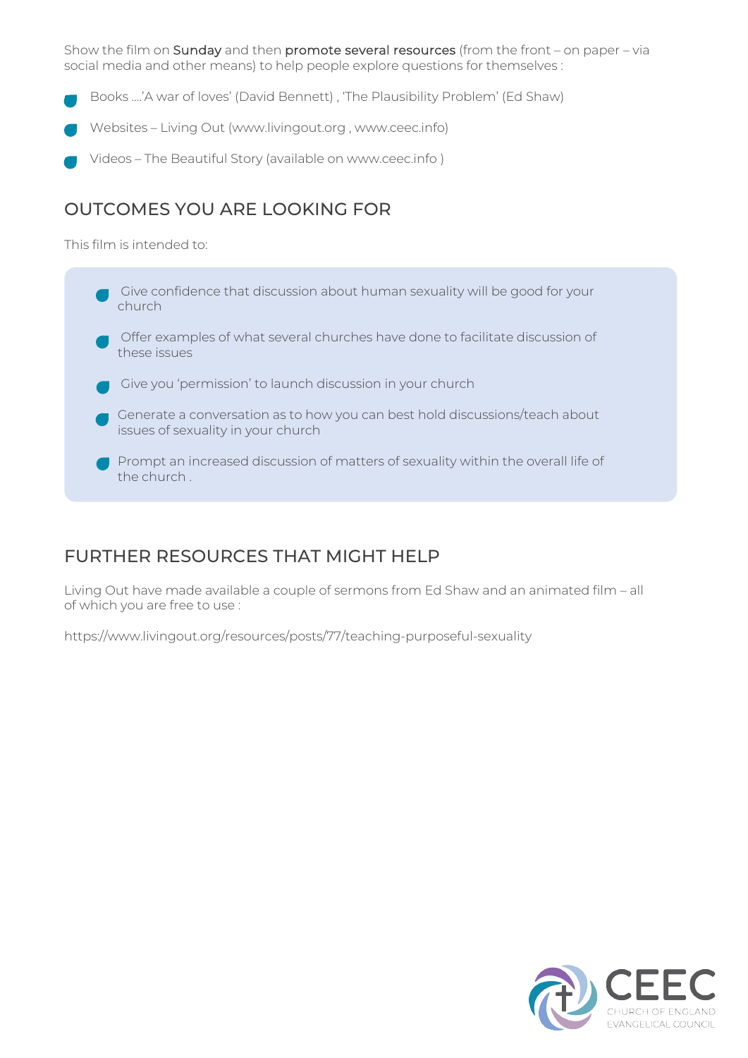Show the film on **Sunday** and then **promote several resources** (from the front – on paper – via social media and other means) to help people explore questions for themselves :

- Books ....'A war of loves' (David Bennett) , 'The Plausibility Problem' (Ed Shaw)
- Websites – Living Out (www.livingout.org , www.ceec.info)
- Videos – The Beautiful Story (available on www.ceec.info )

## OUTCOMES YOU ARE LOOKING FOR

This film is intended to:

- Give confidence that discussion about human sexuality will be good for your church
- Offer examples of what several churches have done to facilitate discussion of these issues
- Give you 'permission' to launch discussion in your church
- Generate a conversation as to how you can best hold discussions/teach about issues of sexuality in your church
- Prompt an increased discussion of matters of sexuality within the overall life of the church .

## FURTHER RESOURCES THAT MIGHT HELP

Living Out have made available a couple of sermons from Ed Shaw and an animated film – all of which you are free to use :

https://www.livingout.org/resources/posts/77/teaching-purposeful-sexuality

CEEC
CHURCH OF ENGLAND
EVANGELICAL COUNCIL